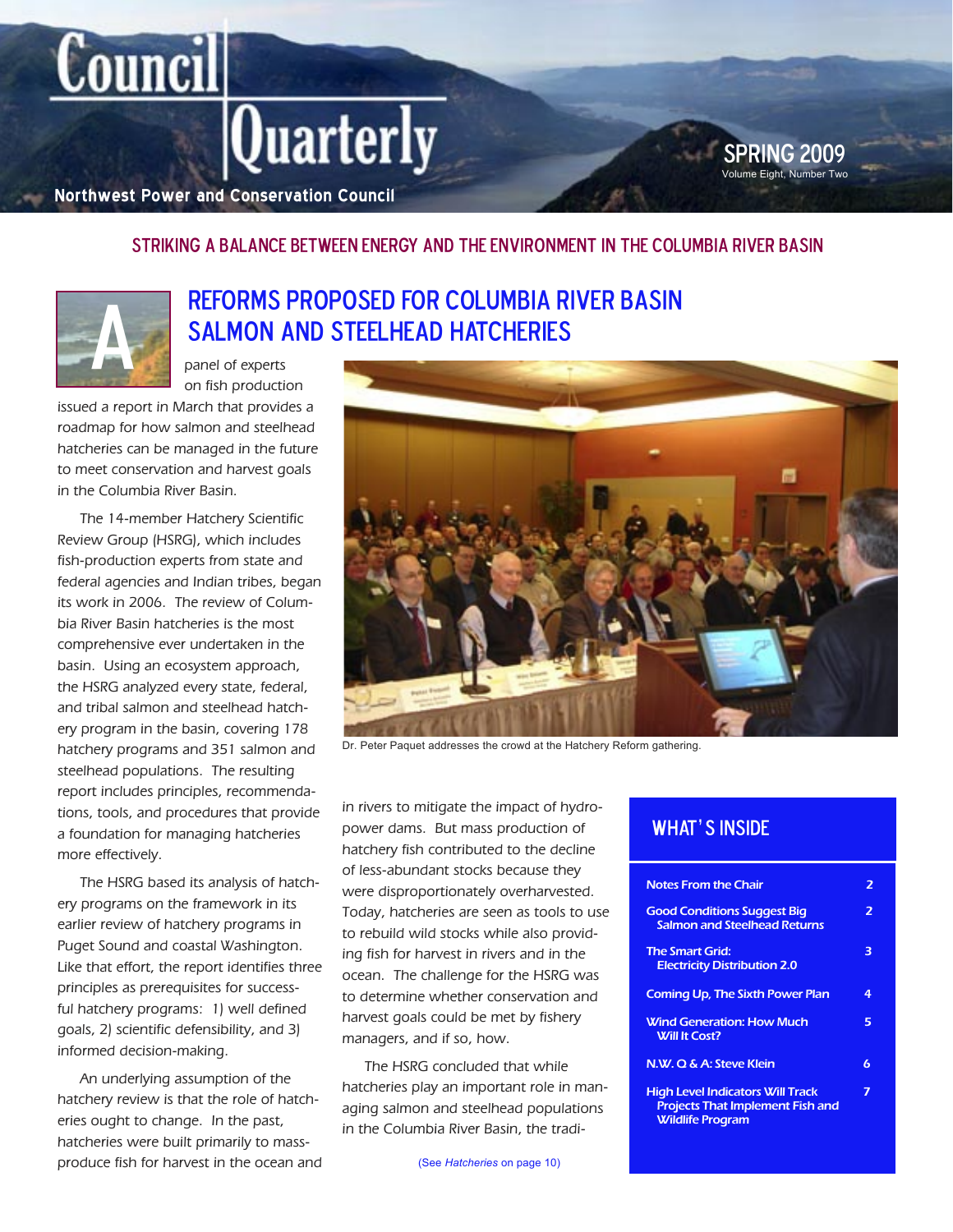# Council Quarterly

Northwest Power and Conservation Council

SPRING 2009
Volume Eight, Number Two

STRIKING A BALANCE BETWEEN ENERGY AND THE ENVIRONMENT IN THE COLUMBIA RIVER BASIN

## REFORMS PROPOSED FOR COLUMBIA RIVER BASIN SALMON AND STEELHEAD HATCHERIES

A panel of experts on fish production issued a report in March that provides a roadmap for how salmon and steelhead hatcheries can be managed in the future to meet conservation and harvest goals in the Columbia River Basin.

The 14-member Hatchery Scientific Review Group (HSRG), which includes fish-production experts from state and federal agencies and Indian tribes, began its work in 2006. The review of Columbia River Basin hatcheries is the most comprehensive ever undertaken in the basin. Using an ecosystem approach, the HSRG analyzed every state, federal, and tribal salmon and steelhead hatchery program in the basin, covering 178 hatchery programs and 351 salmon and steelhead populations. The resulting report includes principles, recommendations, tools, and procedures that provide a foundation for managing hatcheries more effectively.

The HSRG based its analysis of hatchery programs on the framework in its earlier review of hatchery programs in Puget Sound and coastal Washington. Like that effort, the report identifies three principles as prerequisites for successful hatchery programs: 1) well defined goals, 2) scientific defensibility, and 3) informed decision-making.

An underlying assumption of the hatchery review is that the role of hatcheries ought to change. In the past, hatcheries were built primarily to mass-produce fish for harvest in the ocean and in rivers to mitigate the impact of hydropower dams. But mass production of hatchery fish contributed to the decline of less-abundant stocks because they were disproportionately overharvested. Today, hatcheries are seen as tools to use to rebuild wild stocks while also providing fish for harvest in rivers and in the ocean. The challenge for the HSRG was to determine whether conservation and harvest goals could be met by fishery managers, and if so, how.

Dr. Peter Paquet addresses the crowd at the Hatchery Reform gathering.

The HSRG concluded that while hatcheries play an important role in managing salmon and steelhead populations in the Columbia River Basin, the tradi-

(See *Hatcheries* on page 10)

## WHAT'S INSIDE

| | |
|---|---|
| Notes From the Chair | 2 |
| Good Conditions Suggest Big Salmon and Steelhead Returns | 2 |
| The Smart Grid: Electricity Distribution 2.0 | 3 |
| Coming Up, The Sixth Power Plan | 4 |
| Wind Generation: How Much Will It Cost? | 5 |
| N.W. Q & A: Steve Klein | 6 |
| High Level Indicators Will Track Projects That Implement Fish and Wildlife Program | 7 |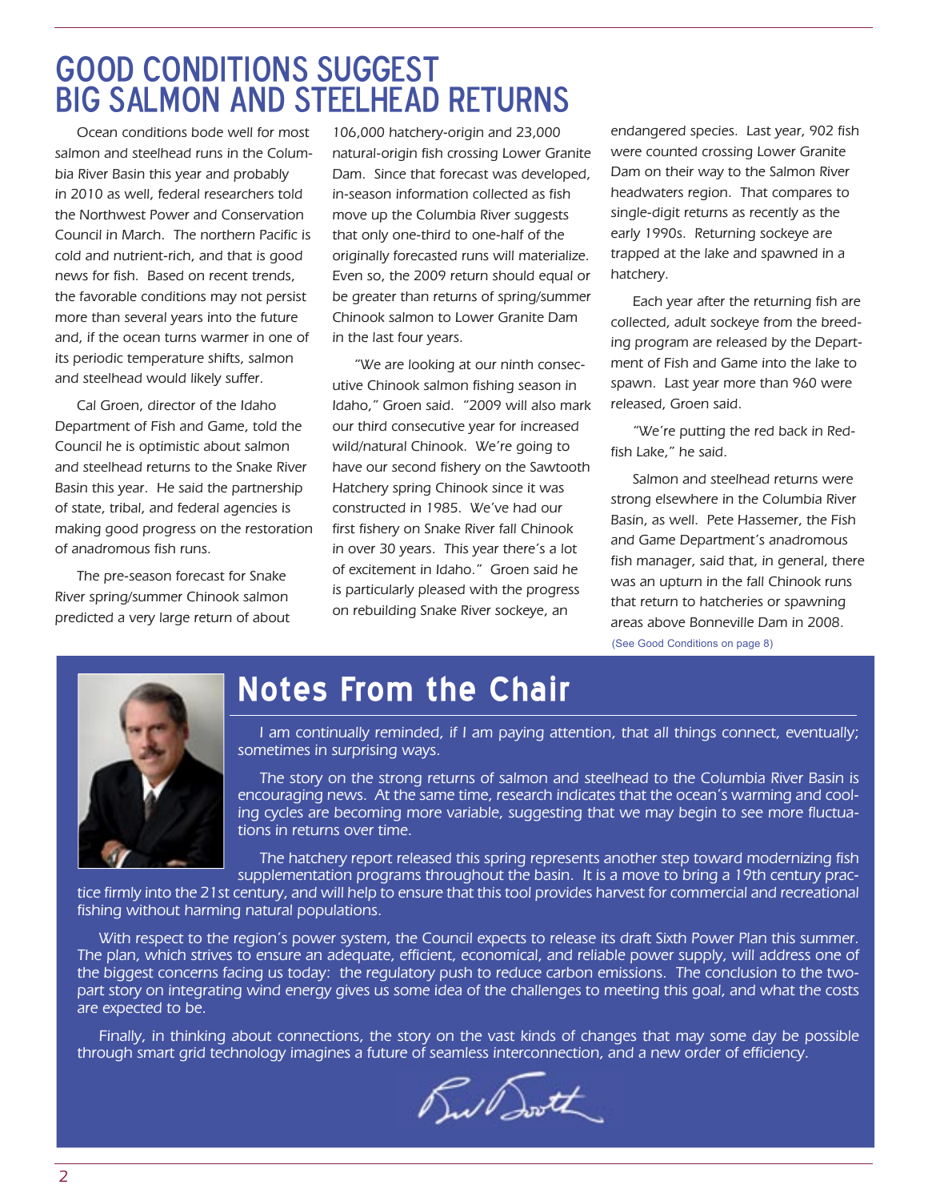# GOOD CONDITIONS SUGGEST BIG SALMON AND STEELHEAD RETURNS

Ocean conditions bode well for most salmon and steelhead runs in the Columbia River Basin this year and probably in 2010 as well, federal researchers told the Northwest Power and Conservation Council in March. The northern Pacific is cold and nutrient-rich, and that is good news for fish. Based on recent trends, the favorable conditions may not persist more than several years into the future and, if the ocean turns warmer in one of its periodic temperature shifts, salmon and steelhead would likely suffer.

Cal Groen, director of the Idaho Department of Fish and Game, told the Council he is optimistic about salmon and steelhead returns to the Snake River Basin this year. He said the partnership of state, tribal, and federal agencies is making good progress on the restoration of anadromous fish runs.

The pre-season forecast for Snake River spring/summer Chinook salmon predicted a very large return of about 106,000 hatchery-origin and 23,000 natural-origin fish crossing Lower Granite Dam. Since that forecast was developed, in-season information collected as fish move up the Columbia River suggests that only one-third to one-half of the originally forecasted runs will materialize. Even so, the 2009 return should equal or be greater than returns of spring/summer Chinook salmon to Lower Granite Dam in the last four years.

"We are looking at our ninth consecutive Chinook salmon fishing season in Idaho," Groen said. "2009 will also mark our third consecutive year for increased wild/natural Chinook. We're going to have our second fishery on the Sawtooth Hatchery spring Chinook since it was constructed in 1985. We've had our first fishery on Snake River fall Chinook in over 30 years. This year there's a lot of excitement in Idaho." Groen said he is particularly pleased with the progress on rebuilding Snake River sockeye, an endangered species. Last year, 902 fish were counted crossing Lower Granite Dam on their way to the Salmon River headwaters region. That compares to single-digit returns as recently as the early 1990s. Returning sockeye are trapped at the lake and spawned in a hatchery.

Each year after the returning fish are collected, adult sockeye from the breeding program are released by the Department of Fish and Game into the lake to spawn. Last year more than 960 were released, Groen said.

"We're putting the red back in Redfish Lake," he said.

Salmon and steelhead returns were strong elsewhere in the Columbia River Basin, as well. Pete Hassemer, the Fish and Game Department's anadromous fish manager, said that, in general, there was an upturn in the fall Chinook runs that return to hatcheries or spawning areas above Bonneville Dam in 2008.

(See Good Conditions on page 8)

## Notes From the Chair

I am continually reminded, if I am paying attention, that all things connect, eventually; sometimes in surprising ways.

The story on the strong returns of salmon and steelhead to the Columbia River Basin is encouraging news. At the same time, research indicates that the ocean's warming and cooling cycles are becoming more variable, suggesting that we may begin to see more fluctuations in returns over time.

The hatchery report released this spring represents another step toward modernizing fish supplementation programs throughout the basin. It is a move to bring a 19th century practice firmly into the 21st century, and will help to ensure that this tool provides harvest for commercial and recreational fishing without harming natural populations.

With respect to the region's power system, the Council expects to release its draft Sixth Power Plan this summer. The plan, which strives to ensure an adequate, efficient, economical, and reliable power supply, will address one of the biggest concerns facing us today: the regulatory push to reduce carbon emissions. The conclusion to the two-part story on integrating wind energy gives us some idea of the challenges to meeting this goal, and what the costs are expected to be.

Finally, in thinking about connections, the story on the vast kinds of changes that may some day be possible through smart grid technology imagines a future of seamless interconnection, and a new order of efficiency.

Bill Booth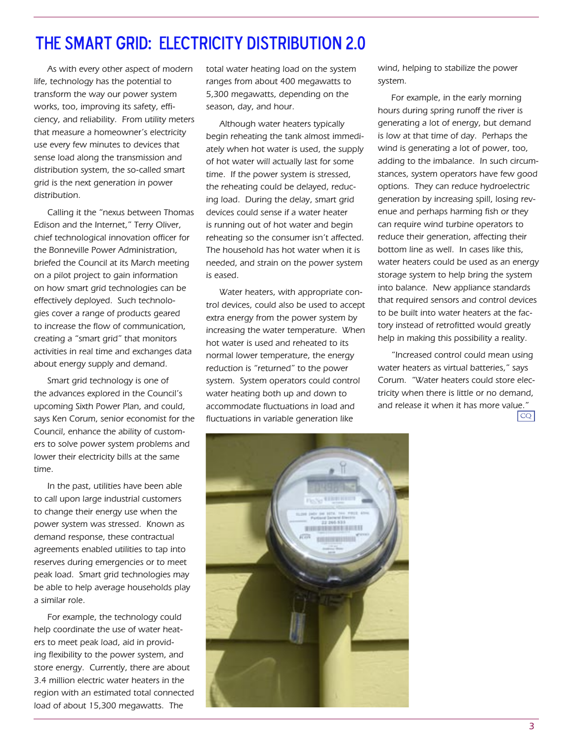# THE SMART GRID: ELECTRICITY DISTRIBUTION 2.0

As with every other aspect of modern life, technology has the potential to transform the way our power system works, too, improving its safety, efficiency, and reliability. From utility meters that measure a homeowner's electricity use every few minutes to devices that sense load along the transmission and distribution system, the so-called smart grid is the next generation in power distribution.

Calling it the "nexus between Thomas Edison and the Internet," Terry Oliver, chief technological innovation officer for the Bonneville Power Administration, briefed the Council at its March meeting on a pilot project to gain information on how smart grid technologies can be effectively deployed. Such technologies cover a range of products geared to increase the flow of communication, creating a "smart grid" that monitors activities in real time and exchanges data about energy supply and demand.

Smart grid technology is one of the advances explored in the Council's upcoming Sixth Power Plan, and could, says Ken Corum, senior economist for the Council, enhance the ability of customers to solve power system problems and lower their electricity bills at the same time.

In the past, utilities have been able to call upon large industrial customers to change their energy use when the power system was stressed. Known as demand response, these contractual agreements enabled utilities to tap into reserves during emergencies or to meet peak load. Smart grid technologies may be able to help average households play a similar role.

For example, the technology could help coordinate the use of water heaters to meet peak load, aid in providing flexibility to the power system, and store energy. Currently, there are about 3.4 million electric water heaters in the region with an estimated total connected load of about 15,300 megawatts. The total water heating load on the system ranges from about 400 megawatts to 5,300 megawatts, depending on the season, day, and hour.

Although water heaters typically begin reheating the tank almost immediately when hot water is used, the supply of hot water will actually last for some time. If the power system is stressed, the reheating could be delayed, reducing load. During the delay, smart grid devices could sense if a water heater is running out of hot water and begin reheating so the consumer isn't affected. The household has hot water when it is needed, and strain on the power system is eased.

Water heaters, with appropriate control devices, could also be used to accept extra energy from the power system by increasing the water temperature. When hot water is used and reheated to its normal lower temperature, the energy reduction is "returned" to the power system. System operators could control water heating both up and down to accommodate fluctuations in load and fluctuations in variable generation like wind, helping to stabilize the power system.

For example, in the early morning hours during spring runoff the river is generating a lot of energy, but demand is low at that time of day. Perhaps the wind is generating a lot of power, too, adding to the imbalance. In such circumstances, system operators have few good options. They can reduce hydroelectric generation by increasing spill, losing revenue and perhaps harming fish or they can require wind turbine operators to reduce their generation, affecting their bottom line as well. In cases like this, water heaters could be used as an energy storage system to help bring the system into balance. New appliance standards that required sensors and control devices to be built into water heaters at the factory instead of retrofitted would greatly help in making this possibility a reality.

"Increased control could mean using water heaters as virtual batteries," says Corum. "Water heaters could store electricity when there is little or no demand, and release it when it has more value." CQ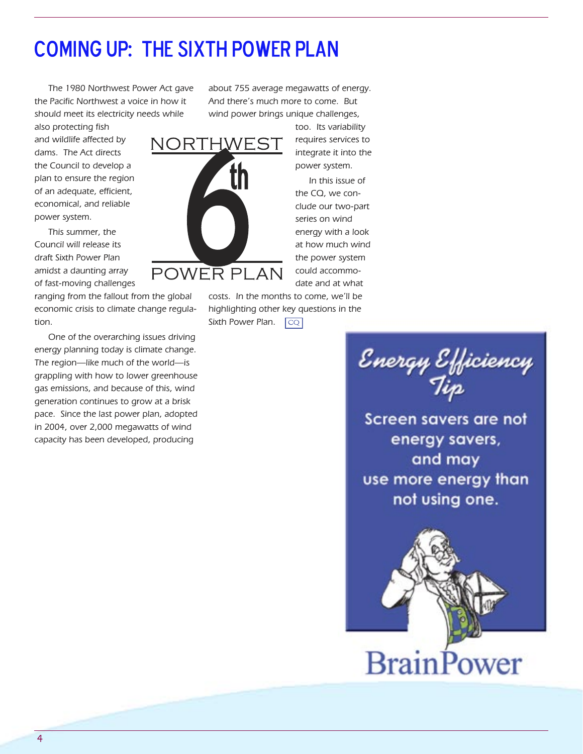# COMING UP: THE SIXTH POWER PLAN

The 1980 Northwest Power Act gave the Pacific Northwest a voice in how it should meet its electricity needs while also protecting fish and wildlife affected by dams. The Act directs the Council to develop a plan to ensure the region of an adequate, efficient, economical, and reliable power system.

This summer, the Council will release its draft Sixth Power Plan amidst a daunting array of fast-moving challenges ranging from the fallout from the global economic crisis to climate change regulation.

One of the overarching issues driving energy planning today is climate change. The region—like much of the world—is grappling with how to lower greenhouse gas emissions, and because of this, wind generation continues to grow at a brisk pace. Since the last power plan, adopted in 2004, over 2,000 megawatts of wind capacity has been developed, producing about 755 average megawatts of energy. And there's much more to come. But wind power brings unique challenges, too. Its variability requires services to integrate it into the power system.

In this issue of the CQ, we conclude our two-part series on wind energy with a look at how much wind the power system could accommodate and at what costs. In the months to come, we'll be highlighting other key questions in the Sixth Power Plan. CQ

NORTHWEST 6th POWER PLAN

*Energy Efficiency Tip*

Screen savers are not energy savers, and may use more energy than not using one.

BrainPower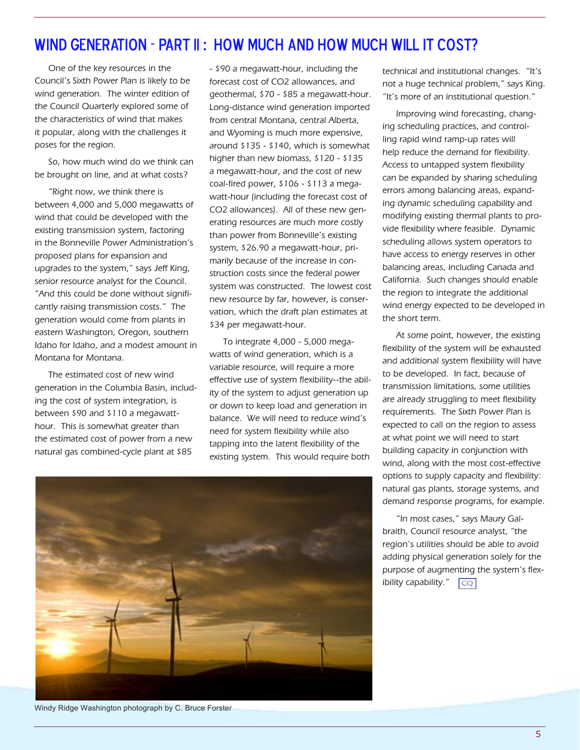# WIND GENERATION - PART II : HOW MUCH AND HOW MUCH WILL IT COST?

One of the key resources in the Council's Sixth Power Plan is likely to be wind generation. The winter edition of the Council Quarterly explored some of the characteristics of wind that makes it popular, along with the challenges it poses for the region.

So, how much wind do we think can be brought on line, and at what costs?

"Right now, we think there is between 4,000 and 5,000 megawatts of wind that could be developed with the existing transmission system, factoring in the Bonneville Power Administration's proposed plans for expansion and upgrades to the system," says Jeff King, senior resource analyst for the Council. "And this could be done without significantly raising transmission costs." The generation would come from plants in eastern Washington, Oregon, southern Idaho for Idaho, and a modest amount in Montana for Montana.

The estimated cost of new wind generation in the Columbia Basin, including the cost of system integration, is between $90 and $110 a megawatt-hour. This is somewhat greater than the estimated cost of power from a new natural gas combined-cycle plant at $85 - $90 a megawatt-hour, including the forecast cost of $CO_2$ allowances, and geothermal, $70 - $85 a megawatt-hour. Long-distance wind generation imported from central Montana, central Alberta, and Wyoming is much more expensive, around $135 - $140, which is somewhat higher than new biomass, $120 - $135 a megawatt-hour, and the cost of new coal-fired power, $106 - $113 a megawatt-hour (including the forecast cost of $CO_2$ allowances). All of these new generating resources are much more costly than power from Bonneville's existing system, $26.90 a megawatt-hour, primarily because of the increase in construction costs since the federal power system was constructed. The lowest cost new resource by far, however, is conservation, which the draft plan estimates at $34 per megawatt-hour.

To integrate 4,000 - 5,000 megawatts of wind generation, which is a variable resource, will require a more effective use of system flexibility--the ability of the system to adjust generation up or down to keep load and generation in balance. We will need to reduce wind's need for system flexibility while also tapping into the latent flexibility of the existing system. This would require both technical and institutional changes. "It's not a huge technical problem," says King. "It's more of an institutional question."

Improving wind forecasting, changing scheduling practices, and controlling rapid wind ramp-up rates will help reduce the demand for flexibility. Access to untapped system flexibility can be expanded by sharing scheduling errors among balancing areas, expanding dynamic scheduling capability and modifying existing thermal plants to provide flexibility where feasible. Dynamic scheduling allows system operators to have access to energy reserves in other balancing areas, including Canada and California. Such changes should enable the region to integrate the additional wind energy expected to be developed in the short term.

At some point, however, the existing flexibility of the system will be exhausted and additional system flexibility will have to be developed. In fact, because of transmission limitations, some utilities are already struggling to meet flexibility requirements. The Sixth Power Plan is expected to call on the region to assess at what point we will need to start building capacity in conjunction with wind, along with the most cost-effective options to supply capacity and flexibility: natural gas plants, storage systems, and demand response programs, for example.

"In most cases," says Maury Galbraith, Council resource analyst, "the region's utilities should be able to avoid adding physical generation solely for the purpose of augmenting the system's flexibility capability." CQ

Windy Ridge Washington photograph by C. Bruce Forster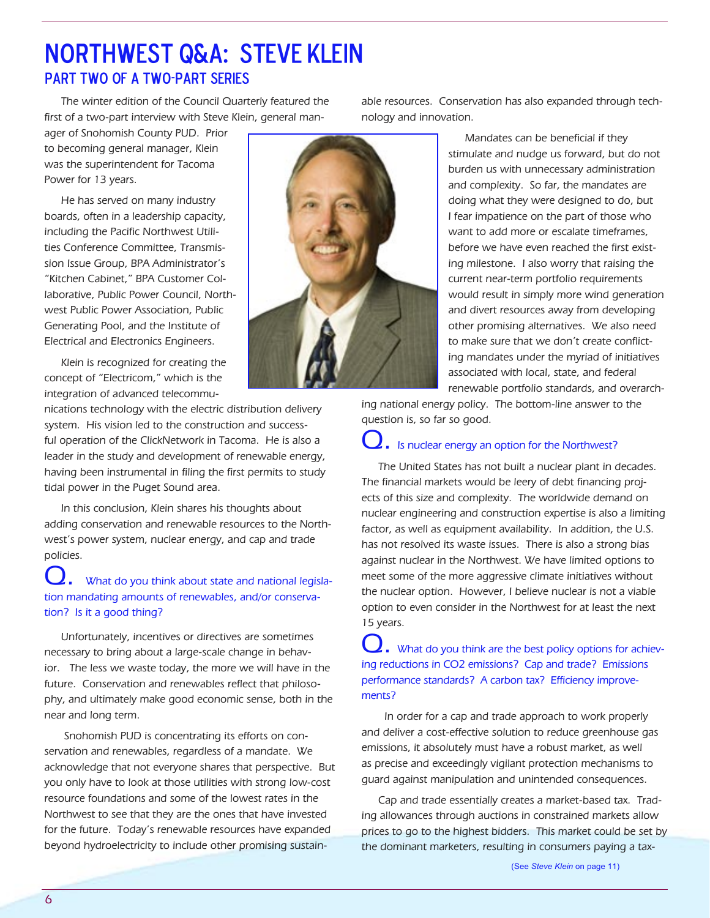# NORTHWEST Q&A: STEVE KLEIN

## PART TWO OF A TWO-PART SERIES

The winter edition of the Council Quarterly featured the first of a two-part interview with Steve Klein, general manager of Snohomish County PUD. Prior to becoming general manager, Klein was the superintendent for Tacoma Power for 13 years.

He has served on many industry boards, often in a leadership capacity, including the Pacific Northwest Utilities Conference Committee, Transmission Issue Group, BPA Administrator's "Kitchen Cabinet," BPA Customer Collaborative, Public Power Council, Northwest Public Power Association, Public Generating Pool, and the Institute of Electrical and Electronics Engineers.

Klein is recognized for creating the concept of "Electricom," which is the integration of advanced telecommunications technology with the electric distribution delivery system. His vision led to the construction and successful operation of the ClickNetwork in Tacoma. He is also a leader in the study and development of renewable energy, having been instrumental in filing the first permits to study tidal power in the Puget Sound area.

In this conclusion, Klein shares his thoughts about adding conservation and renewable resources to the Northwest's power system, nuclear energy, and cap and trade policies.

**Q. What do you think about state and national legislation mandating amounts of renewables, and/or conservation? Is it a good thing?**

Unfortunately, incentives or directives are sometimes necessary to bring about a large-scale change in behavior. The less we waste today, the more we will have in the future. Conservation and renewables reflect that philosophy, and ultimately make good economic sense, both in the near and long term.

Snohomish PUD is concentrating its efforts on conservation and renewables, regardless of a mandate. We acknowledge that not everyone shares that perspective. But you only have to look at those utilities with strong low-cost resource foundations and some of the lowest rates in the Northwest to see that they are the ones that have invested for the future. Today's renewable resources have expanded beyond hydroelectricity to include other promising sustainable resources. Conservation has also expanded through technology and innovation.

Mandates can be beneficial if they stimulate and nudge us forward, but do not burden us with unnecessary administration and complexity. So far, the mandates are doing what they were designed to do, but I fear impatience on the part of those who want to add more or escalate timeframes, before we have even reached the first existing milestone. I also worry that raising the current near-term portfolio requirements would result in simply more wind generation and divert resources away from developing other promising alternatives. We also need to make sure that we don't create conflicting mandates under the myriad of initiatives associated with local, state, and federal renewable portfolio standards, and overarching national energy policy. The bottom-line answer to the question is, so far so good.

**Q. Is nuclear energy an option for the Northwest?**

The United States has not built a nuclear plant in decades. The financial markets would be leery of debt financing projects of this size and complexity. The worldwide demand on nuclear engineering and construction expertise is also a limiting factor, as well as equipment availability. In addition, the U.S. has not resolved its waste issues. There is also a strong bias against nuclear in the Northwest. We have limited options to meet some of the more aggressive climate initiatives without the nuclear option. However, I believe nuclear is not a viable option to even consider in the Northwest for at least the next 15 years.

**Q. What do you think are the best policy options for achieving reductions in CO2 emissions? Cap and trade? Emissions performance standards? A carbon tax? Efficiency improvements?**

In order for a cap and trade approach to work properly and deliver a cost-effective solution to reduce greenhouse gas emissions, it absolutely must have a robust market, as well as precise and exceedingly vigilant protection mechanisms to guard against manipulation and unintended consequences.

Cap and trade essentially creates a market-based tax. Trading allowances through auctions in constrained markets allow prices to go to the highest bidders. This market could be set by the dominant marketers, resulting in consumers paying a tax-

(See *Steve Klein* on page 11)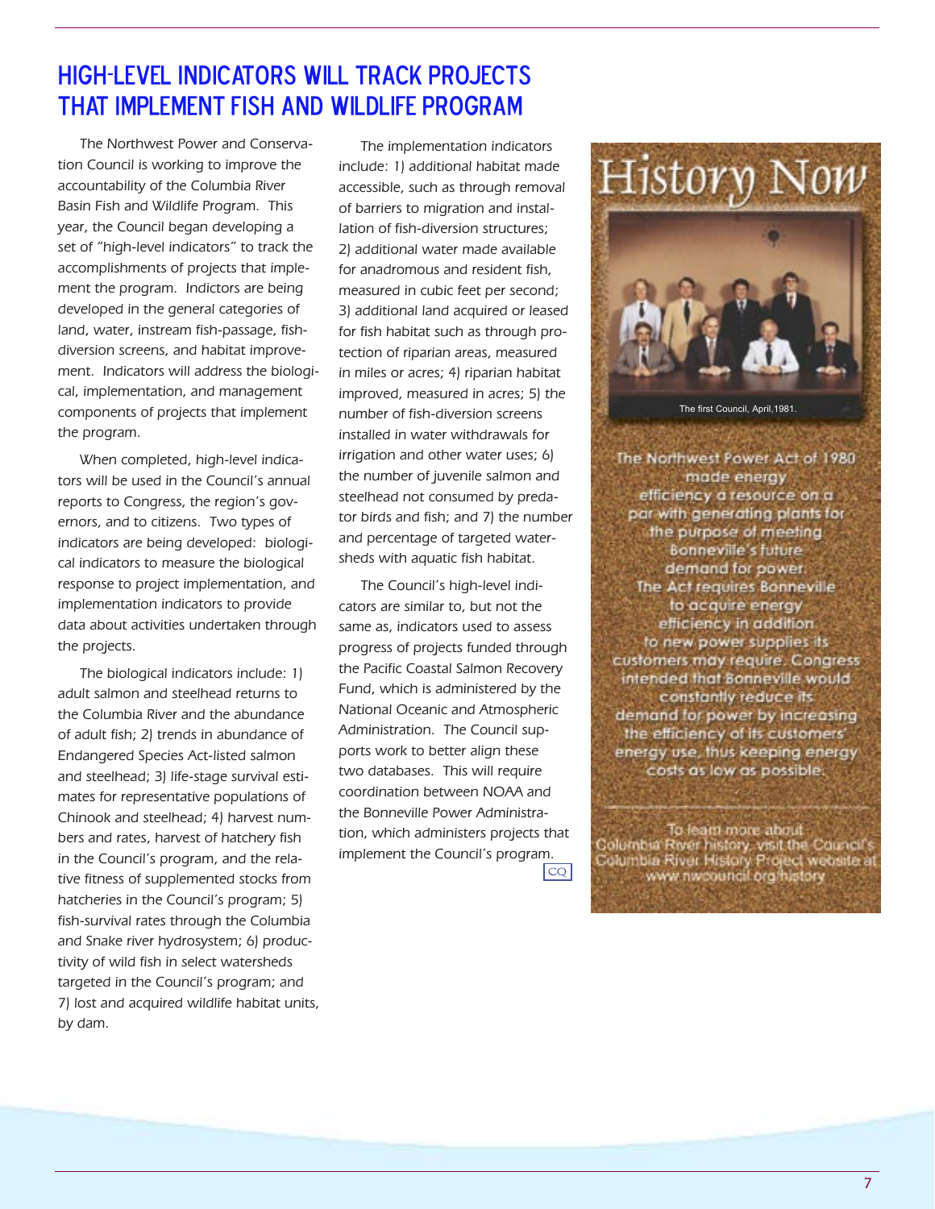## HIGH-LEVEL INDICATORS WILL TRACK PROJECTS THAT IMPLEMENT FISH AND WILDLIFE PROGRAM

The Northwest Power and Conservation Council is working to improve the accountability of the Columbia River Basin Fish and Wildlife Program. This year, the Council began developing a set of "high-level indicators" to track the accomplishments of projects that implement the program. Indictors are being developed in the general categories of land, water, instream fish-passage, fish-diversion screens, and habitat improvement. Indicators will address the biological, implementation, and management components of projects that implement the program.

When completed, high-level indicators will be used in the Council's annual reports to Congress, the region's governors, and to citizens. Two types of indicators are being developed: biological indicators to measure the biological response to project implementation, and implementation indicators to provide data about activities undertaken through the projects.

The biological indicators include: 1) adult salmon and steelhead returns to the Columbia River and the abundance of adult fish; 2) trends in abundance of Endangered Species Act-listed salmon and steelhead; 3) life-stage survival estimates for representative populations of Chinook and steelhead; 4) harvest numbers and rates, harvest of hatchery fish in the Council's program, and the relative fitness of supplemented stocks from hatcheries in the Council's program; 5) fish-survival rates through the Columbia and Snake river hydrosystem; 6) productivity of wild fish in select watersheds targeted in the Council's program; and 7) lost and acquired wildlife habitat units, by dam.

The implementation indicators include: 1) additional habitat made accessible, such as through removal of barriers to migration and installation of fish-diversion structures; 2) additional water made available for anadromous and resident fish, measured in cubic feet per second; 3) additional land acquired or leased for fish habitat such as through protection of riparian areas, measured in miles or acres; 4) riparian habitat improved, measured in acres; 5) the number of fish-diversion screens installed in water withdrawals for irrigation and other water uses; 6) the number of juvenile salmon and steelhead not consumed by predator birds and fish; and 7) the number and percentage of targeted watersheds with aquatic fish habitat.

The Council's high-level indicators are similar to, but not the same as, indicators used to assess progress of projects funded through the Pacific Coastal Salmon Recovery Fund, which is administered by the National Oceanic and Atmospheric Administration. The Council supports work to better align these two databases. This will require coordination between NOAA and the Bonneville Power Administration, which administers projects that implement the Council's program. CQ

### History Now

The first Council, April,1981.

The Northwest Power Act of 1980 made energy efficiency a resource on a par with generating plants for the purpose of meeting Bonneville's future demand for power. The Act requires Bonneville to acquire energy efficiency in addition to new power supplies its customers may require. Congress intended that Bonneville would constantly reduce its demand for power by increasing the efficiency of its customers' energy use, thus keeping energy costs as low as possible.

To learn more about Columbia River history, visit the Council's Columbia River History Project website at www.nwcouncil.org/history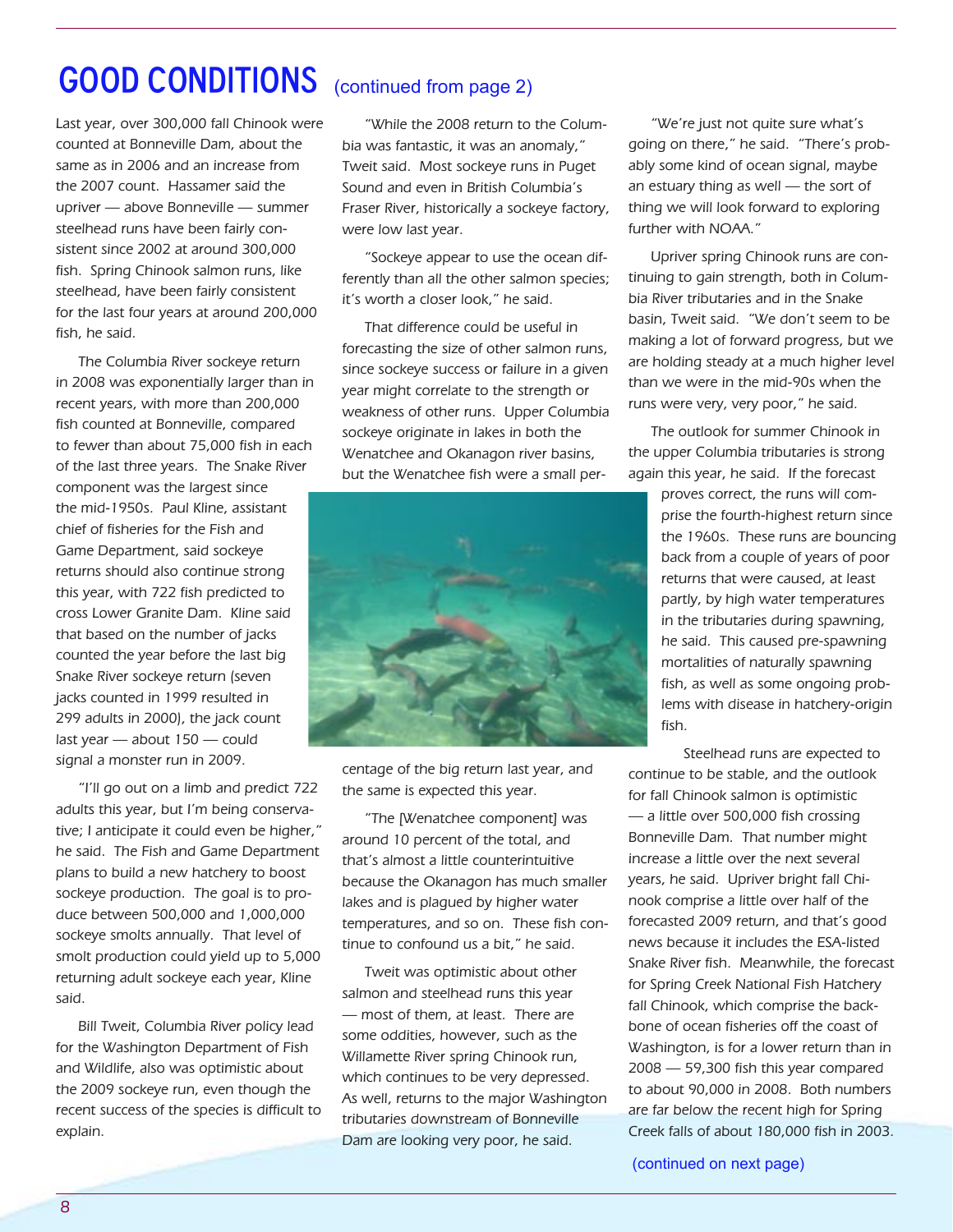# GOOD CONDITIONS (continued from page 2)

Last year, over 300,000 fall Chinook were counted at Bonneville Dam, about the same as in 2006 and an increase from the 2007 count. Hassamer said the upriver — above Bonneville — summer steelhead runs have been fairly consistent since 2002 at around 300,000 fish. Spring Chinook salmon runs, like steelhead, have been fairly consistent for the last four years at around 200,000 fish, he said.

The Columbia River sockeye return in 2008 was exponentially larger than in recent years, with more than 200,000 fish counted at Bonneville, compared to fewer than about 75,000 fish in each of the last three years. The Snake River component was the largest since the mid-1950s. Paul Kline, assistant chief of fisheries for the Fish and Game Department, said sockeye returns should also continue strong this year, with 722 fish predicted to cross Lower Granite Dam. Kline said that based on the number of jacks counted the year before the last big Snake River sockeye return (seven jacks counted in 1999 resulted in 299 adults in 2000), the jack count last year — about 150 — could signal a monster run in 2009.

"I'll go out on a limb and predict 722 adults this year, but I'm being conservative; I anticipate it could even be higher," he said. The Fish and Game Department plans to build a new hatchery to boost sockeye production. The goal is to produce between 500,000 and 1,000,000 sockeye smolts annually. That level of smolt production could yield up to 5,000 returning adult sockeye each year, Kline said.

Bill Tweit, Columbia River policy lead for the Washington Department of Fish and Wildlife, also was optimistic about the 2009 sockeye run, even though the recent success of the species is difficult to explain.

"While the 2008 return to the Columbia was fantastic, it was an anomaly," Tweit said. Most sockeye runs in Puget Sound and even in British Columbia's Fraser River, historically a sockeye factory, were low last year.

"Sockeye appear to use the ocean differently than all the other salmon species; it's worth a closer look," he said.

That difference could be useful in forecasting the size of other salmon runs, since sockeye success or failure in a given year might correlate to the strength or weakness of other runs. Upper Columbia sockeye originate in lakes in both the Wenatchee and Okanagon river basins, but the Wenatchee fish were a small percentage of the big return last year, and the same is expected this year.

"The [Wenatchee component] was around 10 percent of the total, and that's almost a little counterintuitive because the Okanagon has much smaller lakes and is plagued by higher water temperatures, and so on. These fish continue to confound us a bit," he said.

Tweit was optimistic about other salmon and steelhead runs this year — most of them, at least. There are some oddities, however, such as the Willamette River spring Chinook run, which continues to be very depressed. As well, returns to the major Washington tributaries downstream of Bonneville Dam are looking very poor, he said.

"We're just not quite sure what's going on there," he said. "There's probably some kind of ocean signal, maybe an estuary thing as well — the sort of thing we will look forward to exploring further with NOAA."

Upriver spring Chinook runs are continuing to gain strength, both in Columbia River tributaries and in the Snake basin, Tweit said. "We don't seem to be making a lot of forward progress, but we are holding steady at a much higher level than we were in the mid-90s when the runs were very, very poor," he said.

The outlook for summer Chinook in the upper Columbia tributaries is strong again this year, he said. If the forecast proves correct, the runs will comprise the fourth-highest return since the 1960s. These runs are bouncing back from a couple of years of poor returns that were caused, at least partly, by high water temperatures in the tributaries during spawning, he said. This caused pre-spawning mortalities of naturally spawning fish, as well as some ongoing problems with disease in hatchery-origin fish.

Steelhead runs are expected to continue to be stable, and the outlook for fall Chinook salmon is optimistic — a little over 500,000 fish crossing Bonneville Dam. That number might increase a little over the next several years, he said. Upriver bright fall Chinook comprise a little over half of the forecasted 2009 return, and that's good news because it includes the ESA-listed Snake River fish. Meanwhile, the forecast for Spring Creek National Fish Hatchery fall Chinook, which comprise the backbone of ocean fisheries off the coast of Washington, is for a lower return than in 2008 — 59,300 fish this year compared to about 90,000 in 2008. Both numbers are far below the recent high for Spring Creek falls of about 180,000 fish in 2003.

(continued on next page)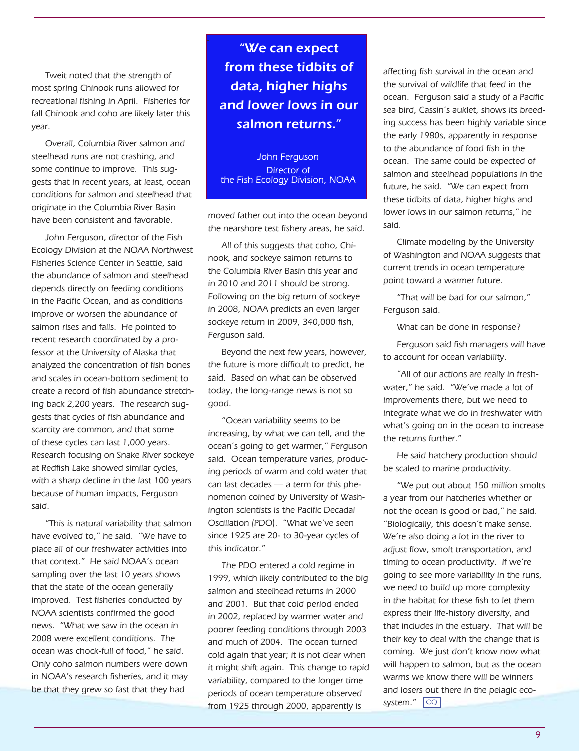Tweit noted that the strength of most spring Chinook runs allowed for recreational fishing in April. Fisheries for fall Chinook and coho are likely later this year.

Overall, Columbia River salmon and steelhead runs are not crashing, and some continue to improve. This suggests that in recent years, at least, ocean conditions for salmon and steelhead that originate in the Columbia River Basin have been consistent and favorable.

John Ferguson, director of the Fish Ecology Division at the NOAA Northwest Fisheries Science Center in Seattle, said the abundance of salmon and steelhead depends directly on feeding conditions in the Pacific Ocean, and as conditions improve or worsen the abundance of salmon rises and falls. He pointed to recent research coordinated by a professor at the University of Alaska that analyzed the concentration of fish bones and scales in ocean-bottom sediment to create a record of fish abundance stretching back 2,200 years. The research suggests that cycles of fish abundance and scarcity are common, and that some of these cycles can last 1,000 years. Research focusing on Snake River sockeye at Redfish Lake showed similar cycles, with a sharp decline in the last 100 years because of human impacts, Ferguson said.

"This is natural variability that salmon have evolved to," he said. "We have to place all of our freshwater activities into that context." He said NOAA's ocean sampling over the last 10 years shows that the state of the ocean generally improved. Test fisheries conducted by NOAA scientists confirmed the good news. "What we saw in the ocean in 2008 were excellent conditions. The ocean was chock-full of food," he said. Only coho salmon numbers were down in NOAA's research fisheries, and it may be that they grew so fast that they had moved father out into the ocean beyond the nearshore test fishery areas, he said.

> **"We can expect from these tidbits of data, higher highs and lower lows in our salmon returns."**
>
> John Ferguson
> Director of
> the Fish Ecology Division, NOAA

All of this suggests that coho, Chinook, and sockeye salmon returns to the Columbia River Basin this year and in 2010 and 2011 should be strong. Following on the big return of sockeye in 2008, NOAA predicts an even larger sockeye return in 2009, 340,000 fish, Ferguson said.

Beyond the next few years, however, the future is more difficult to predict, he said. Based on what can be observed today, the long-range news is not so good.

"Ocean variability seems to be increasing, by what we can tell, and the ocean's going to get warmer," Ferguson said. Ocean temperature varies, producing periods of warm and cold water that can last decades — a term for this phenomenon coined by University of Washington scientists is the Pacific Decadal Oscillation (PDO). "What we've seen since 1925 are 20- to 30-year cycles of this indicator."

The PDO entered a cold regime in 1999, which likely contributed to the big salmon and steelhead returns in 2000 and 2001. But that cold period ended in 2002, replaced by warmer water and poorer feeding conditions through 2003 and much of 2004. The ocean turned cold again that year; it is not clear when it might shift again. This change to rapid variability, compared to the longer time periods of ocean temperature observed from 1925 through 2000, apparently is affecting fish survival in the ocean and the survival of wildlife that feed in the ocean. Ferguson said a study of a Pacific sea bird, Cassin's auklet, shows its breeding success has been highly variable since the early 1980s, apparently in response to the abundance of food fish in the ocean. The same could be expected of salmon and steelhead populations in the future, he said. "We can expect from these tidbits of data, higher highs and lower lows in our salmon returns," he said.

Climate modeling by the University of Washington and NOAA suggests that current trends in ocean temperature point toward a warmer future.

"That will be bad for our salmon," Ferguson said.

What can be done in response?

Ferguson said fish managers will have to account for ocean variability.

"All of our actions are really in freshwater," he said. "We've made a lot of improvements there, but we need to integrate what we do in freshwater with what's going on in the ocean to increase the returns further."

He said hatchery production should be scaled to marine productivity.

"We put out about 150 million smolts a year from our hatcheries whether or not the ocean is good or bad," he said. "Biologically, this doesn't make sense. We're also doing a lot in the river to adjust flow, smolt transportation, and timing to ocean productivity. If we're going to see more variability in the runs, we need to build up more complexity in the habitat for these fish to let them express their life-history diversity, and that includes in the estuary. That will be their key to deal with the change that is coming. We just don't know now what will happen to salmon, but as the ocean warms we know there will be winners and losers out there in the pelagic ecosystem." CQ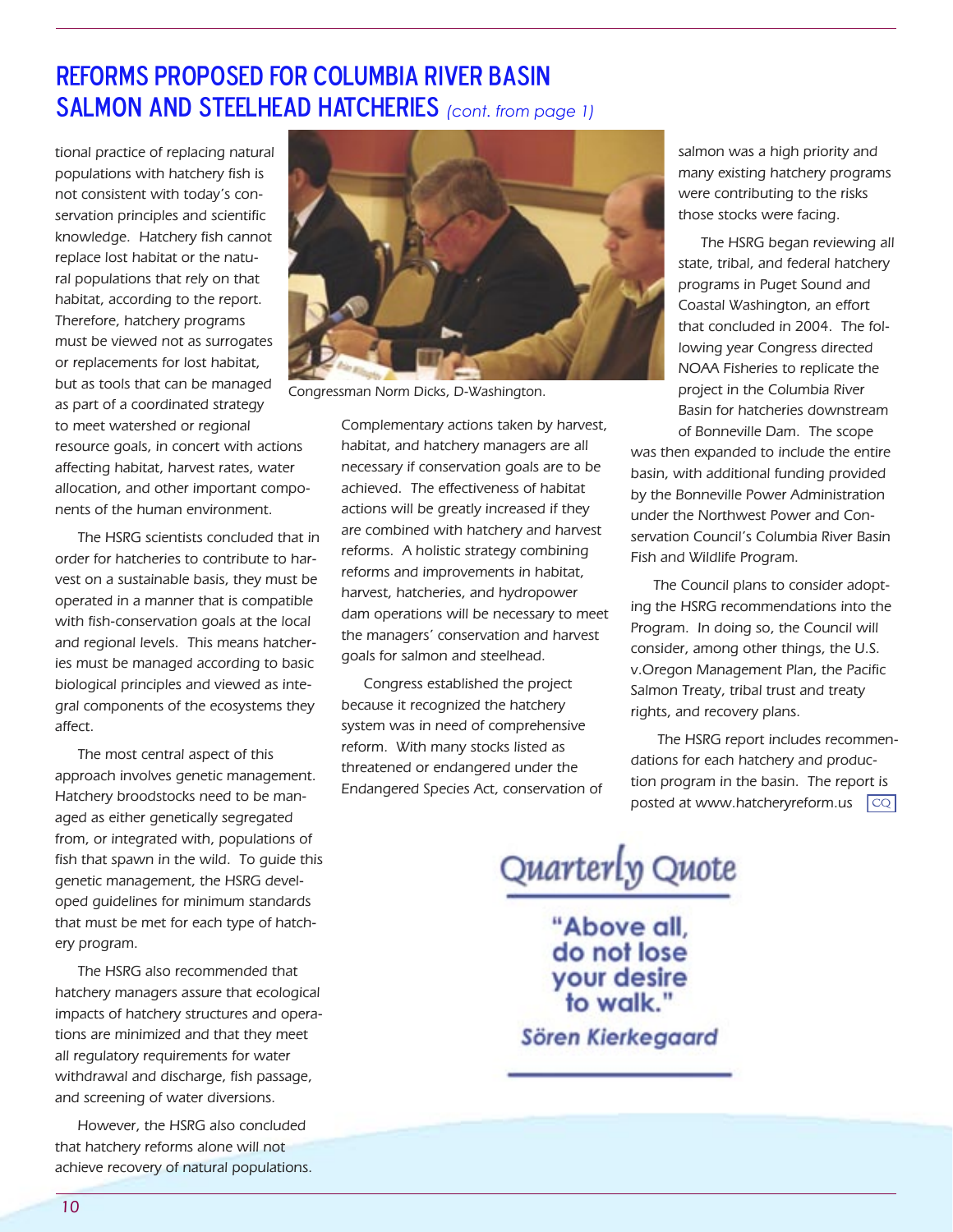## REFORMS PROPOSED FOR COLUMBIA RIVER BASIN SALMON AND STEELHEAD HATCHERIES *(cont. from page 1)*

tional practice of replacing natural populations with hatchery fish is not consistent with today's conservation principles and scientific knowledge. Hatchery fish cannot replace lost habitat or the natural populations that rely on that habitat, according to the report. Therefore, hatchery programs must be viewed not as surrogates or replacements for lost habitat, but as tools that can be managed as part of a coordinated strategy to meet watershed or regional resource goals, in concert with actions affecting habitat, harvest rates, water allocation, and other important components of the human environment.

The HSRG scientists concluded that in order for hatcheries to contribute to harvest on a sustainable basis, they must be operated in a manner that is compatible with fish-conservation goals at the local and regional levels. This means hatcheries must be managed according to basic biological principles and viewed as integral components of the ecosystems they affect.

The most central aspect of this approach involves genetic management. Hatchery broodstocks need to be managed as either genetically segregated from, or integrated with, populations of fish that spawn in the wild. To guide this genetic management, the HSRG developed guidelines for minimum standards that must be met for each type of hatchery program.

The HSRG also recommended that hatchery managers assure that ecological impacts of hatchery structures and operations are minimized and that they meet all regulatory requirements for water withdrawal and discharge, fish passage, and screening of water diversions.

However, the HSRG also concluded that hatchery reforms alone will not achieve recovery of natural populations.

Congressman Norm Dicks, D-Washington.

Complementary actions taken by harvest, habitat, and hatchery managers are all necessary if conservation goals are to be achieved. The effectiveness of habitat actions will be greatly increased if they are combined with hatchery and harvest reforms. A holistic strategy combining reforms and improvements in habitat, harvest, hatcheries, and hydropower dam operations will be necessary to meet the managers' conservation and harvest goals for salmon and steelhead.

Congress established the project because it recognized the hatchery system was in need of comprehensive reform. With many stocks listed as threatened or endangered under the Endangered Species Act, conservation of salmon was a high priority and many existing hatchery programs were contributing to the risks those stocks were facing.

The HSRG began reviewing all state, tribal, and federal hatchery programs in Puget Sound and Coastal Washington, an effort that concluded in 2004. The following year Congress directed NOAA Fisheries to replicate the project in the Columbia River Basin for hatcheries downstream of Bonneville Dam. The scope was then expanded to include the entire basin, with additional funding provided by the Bonneville Power Administration under the Northwest Power and Conservation Council's Columbia River Basin Fish and Wildlife Program.

The Council plans to consider adopting the HSRG recommendations into the Program. In doing so, the Council will consider, among other things, the U.S. v.Oregon Management Plan, the Pacific Salmon Treaty, tribal trust and treaty rights, and recovery plans.

The HSRG report includes recommendations for each hatchery and production program in the basin. The report is posted at www.hatcheryreform.us CQ

### Quarterly Quote

**"Above all, do not lose your desire to walk."**

***Sören Kierkegaard***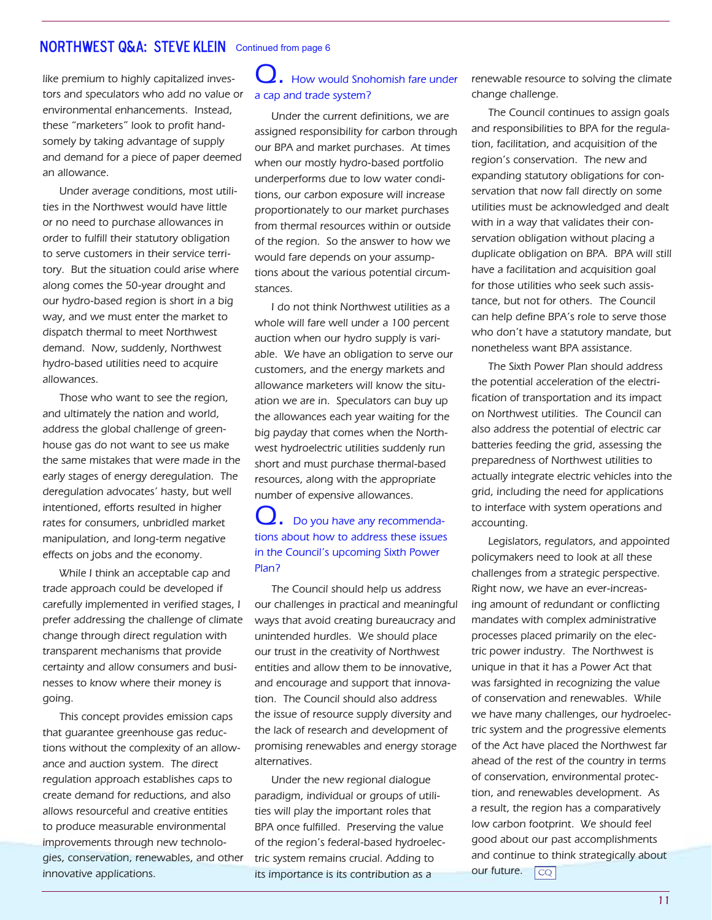## NORTHWEST Q&A: STEVE KLEIN Continued from page 6

like premium to highly capitalized investors and speculators who add no value or environmental enhancements. Instead, these "marketers" look to profit handsomely by taking advantage of supply and demand for a piece of paper deemed an allowance.

Under average conditions, most utilities in the Northwest would have little or no need to purchase allowances in order to fulfill their statutory obligation to serve customers in their service territory. But the situation could arise where along comes the 50-year drought and our hydro-based region is short in a big way, and we must enter the market to dispatch thermal to meet Northwest demand. Now, suddenly, Northwest hydro-based utilities need to acquire allowances.

Those who want to see the region, and ultimately the nation and world, address the global challenge of greenhouse gas do not want to see us make the same mistakes that were made in the early stages of energy deregulation. The deregulation advocates' hasty, but well intentioned, efforts resulted in higher rates for consumers, unbridled market manipulation, and long-term negative effects on jobs and the economy.

While I think an acceptable cap and trade approach could be developed if carefully implemented in verified stages, I prefer addressing the challenge of climate change through direct regulation with transparent mechanisms that provide certainty and allow consumers and businesses to know where their money is going.

This concept provides emission caps that guarantee greenhouse gas reductions without the complexity of an allowance and auction system. The direct regulation approach establishes caps to create demand for reductions, and also allows resourceful and creative entities to produce measurable environmental improvements through new technologies, conservation, renewables, and other innovative applications.

**Q. How would Snohomish fare under a cap and trade system?**

Under the current definitions, we are assigned responsibility for carbon through our BPA and market purchases. At times when our mostly hydro-based portfolio underperforms due to low water conditions, our carbon exposure will increase proportionately to our market purchases from thermal resources within or outside of the region. So the answer to how we would fare depends on your assumptions about the various potential circumstances.

I do not think Northwest utilities as a whole will fare well under a 100 percent auction when our hydro supply is variable. We have an obligation to serve our customers, and the energy markets and allowance marketers will know the situation we are in. Speculators can buy up the allowances each year waiting for the big payday that comes when the Northwest hydroelectric utilities suddenly run short and must purchase thermal-based resources, along with the appropriate number of expensive allowances.

**Q. Do you have any recommendations about how to address these issues in the Council's upcoming Sixth Power Plan?**

The Council should help us address our challenges in practical and meaningful ways that avoid creating bureaucracy and unintended hurdles. We should place our trust in the creativity of Northwest entities and allow them to be innovative, and encourage and support that innovation. The Council should also address the issue of resource supply diversity and the lack of research and development of promising renewables and energy storage alternatives.

Under the new regional dialogue paradigm, individual or groups of utilities will play the important roles that BPA once fulfilled. Preserving the value of the region's federal-based hydroelectric system remains crucial. Adding to its importance is its contribution as a renewable resource to solving the climate change challenge.

The Council continues to assign goals and responsibilities to BPA for the regulation, facilitation, and acquisition of the region's conservation. The new and expanding statutory obligations for conservation that now fall directly on some utilities must be acknowledged and dealt with in a way that validates their conservation obligation without placing a duplicate obligation on BPA. BPA will still have a facilitation and acquisition goal for those utilities who seek such assistance, but not for others. The Council can help define BPA's role to serve those who don't have a statutory mandate, but nonetheless want BPA assistance.

The Sixth Power Plan should address the potential acceleration of the electrification of transportation and its impact on Northwest utilities. The Council can also address the potential of electric car batteries feeding the grid, assessing the preparedness of Northwest utilities to actually integrate electric vehicles into the grid, including the need for applications to interface with system operations and accounting.

Legislators, regulators, and appointed policymakers need to look at all these challenges from a strategic perspective. Right now, we have an ever-increasing amount of redundant or conflicting mandates with complex administrative processes placed primarily on the electric power industry. The Northwest is unique in that it has a Power Act that was farsighted in recognizing the value of conservation and renewables. While we have many challenges, our hydroelectric system and the progressive elements of the Act have placed the Northwest far ahead of the rest of the country in terms of conservation, environmental protection, and renewables development. As a result, the region has a comparatively low carbon footprint. We should feel good about our past accomplishments and continue to think strategically about our future. CQ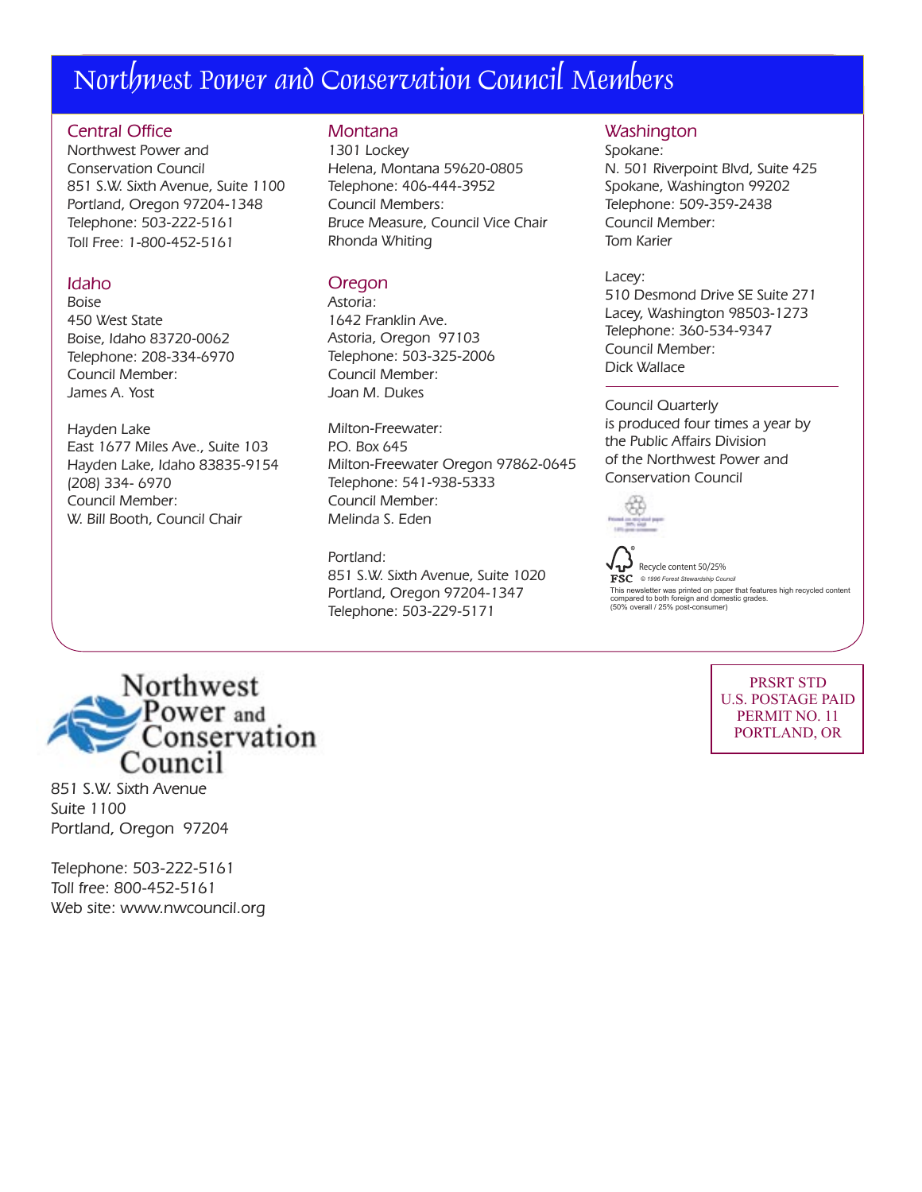# Northwest Power and Conservation Council Members

## Central Office

Northwest Power and
Conservation Council
851 S.W. Sixth Avenue, Suite 1100
Portland, Oregon 97204-1348
Telephone: 503-222-5161
Toll Free: 1-800-452-5161

## Idaho

Boise
450 West State
Boise, Idaho 83720-0062
Telephone: 208-334-6970
Council Member:
James A. Yost

Hayden Lake
East 1677 Miles Ave., Suite 103
Hayden Lake, Idaho 83835-9154
(208) 334- 6970
Council Member:
W. Bill Booth, Council Chair

## Montana

1301 Lockey
Helena, Montana 59620-0805
Telephone: 406-444-3952
Council Members:
Bruce Measure, Council Vice Chair
Rhonda Whiting

## Oregon

Astoria:
1642 Franklin Ave.
Astoria, Oregon 97103
Telephone: 503-325-2006
Council Member:
Joan M. Dukes

Milton-Freewater:
P.O. Box 645
Milton-Freewater Oregon 97862-0645
Telephone: 541-938-5333
Council Member:
Melinda S. Eden

Portland:
851 S.W. Sixth Avenue, Suite 1020
Portland, Oregon 97204-1347
Telephone: 503-229-5171

## Washington

Spokane:
N. 501 Riverpoint Blvd, Suite 425
Spokane, Washington 99202
Telephone: 509-359-2438
Council Member:
Tom Karier

Lacey:
510 Desmond Drive SE Suite 271
Lacey, Washington 98503-1273
Telephone: 360-534-9347
Council Member:
Dick Wallace

---

Council Quarterly
is produced four times a year by
the Public Affairs Division
of the Northwest Power and
Conservation Council

Recycle content 50/25%
FSC © 1996 Forest Stewardship Council
This newsletter was printed on paper that features high recycled content compared to both foreign and domestic grades.
(50% overall / 25% post-consumer)

---

Northwest Power and Conservation Council
851 S.W. Sixth Avenue
Suite 1100
Portland, Oregon 97204

Telephone: 503-222-5161
Toll free: 800-452-5161
Web site: www.nwcouncil.org

PRSRT STD
U.S. POSTAGE PAID
PERMIT NO. 11
PORTLAND, OR